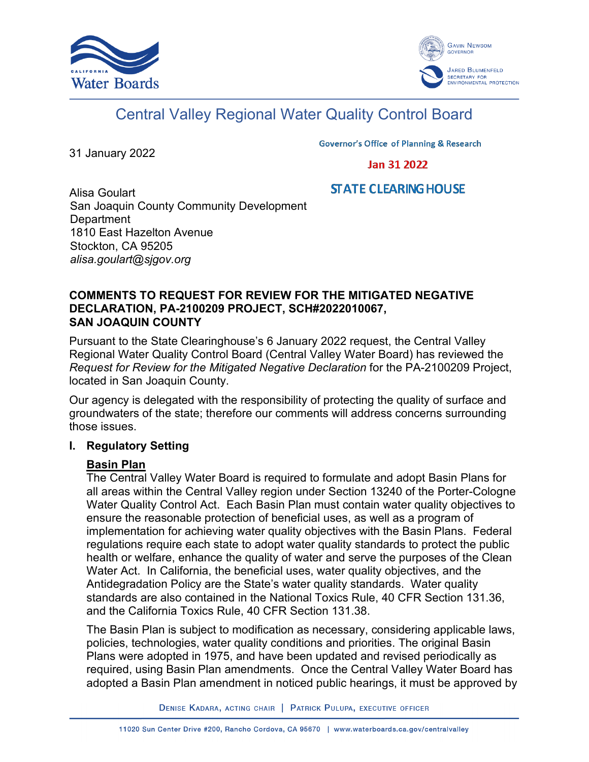# Central Valley Regional Water Quality Control Board

31 January 2022

Governor's Office of Planning & Research

Jan 31 2022

STATE CLEARING HOUSE

Alisa Goulart
San Joaquin County Community Development Department
1810 East Hazelton Avenue
Stockton, CA 95205
*alisa.goulart@sjgov.org*

**COMMENTS TO REQUEST FOR REVIEW FOR THE MITIGATED NEGATIVE DECLARATION, PA-2100209 PROJECT, SCH#2022010067, SAN JOAQUIN COUNTY**

Pursuant to the State Clearinghouse's 6 January 2022 request, the Central Valley Regional Water Quality Control Board (Central Valley Water Board) has reviewed the *Request for Review for the Mitigated Negative Declaration* for the PA-2100209 Project, located in San Joaquin County.

Our agency is delegated with the responsibility of protecting the quality of surface and groundwaters of the state; therefore our comments will address concerns surrounding those issues.

## I. Regulatory Setting

**Basin Plan**

The Central Valley Water Board is required to formulate and adopt Basin Plans for all areas within the Central Valley region under Section 13240 of the Porter-Cologne Water Quality Control Act. Each Basin Plan must contain water quality objectives to ensure the reasonable protection of beneficial uses, as well as a program of implementation for achieving water quality objectives with the Basin Plans. Federal regulations require each state to adopt water quality standards to protect the public health or welfare, enhance the quality of water and serve the purposes of the Clean Water Act. In California, the beneficial uses, water quality objectives, and the Antidegradation Policy are the State's water quality standards. Water quality standards are also contained in the National Toxics Rule, 40 CFR Section 131.36, and the California Toxics Rule, 40 CFR Section 131.38.

The Basin Plan is subject to modification as necessary, considering applicable laws, policies, technologies, water quality conditions and priorities. The original Basin Plans were adopted in 1975, and have been updated and revised periodically as required, using Basin Plan amendments. Once the Central Valley Water Board has adopted a Basin Plan amendment in noticed public hearings, it must be approved by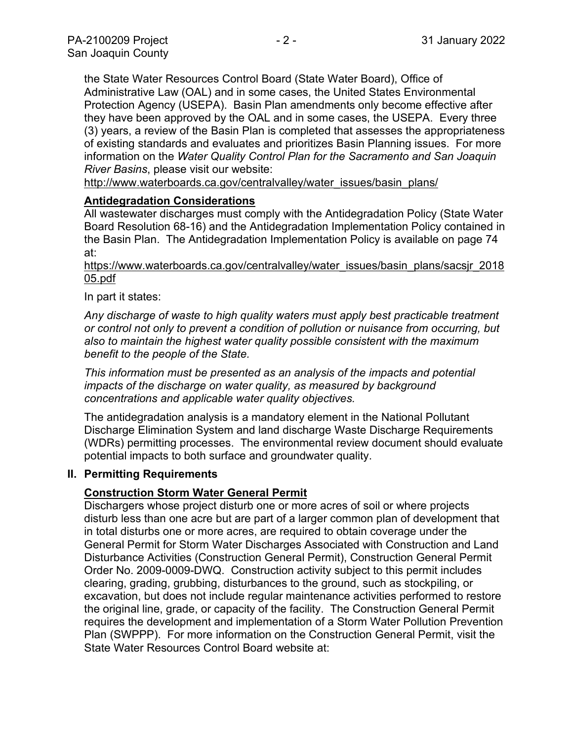the State Water Resources Control Board (State Water Board), Office of Administrative Law (OAL) and in some cases, the United States Environmental Protection Agency (USEPA). Basin Plan amendments only become effective after they have been approved by the OAL and in some cases, the USEPA. Every three (3) years, a review of the Basin Plan is completed that assesses the appropriateness of existing standards and evaluates and prioritizes Basin Planning issues. For more information on the *Water Quality Control Plan for the Sacramento and San Joaquin River Basins*, please visit our website:
http://www.waterboards.ca.gov/centralvalley/water_issues/basin_plans/

**Antidegradation Considerations**

All wastewater discharges must comply with the Antidegradation Policy (State Water Board Resolution 68-16) and the Antidegradation Implementation Policy contained in the Basin Plan. The Antidegradation Implementation Policy is available on page 74 at:
https://www.waterboards.ca.gov/centralvalley/water_issues/basin_plans/sacsjr_201805.pdf

In part it states:

*Any discharge of waste to high quality waters must apply best practicable treatment or control not only to prevent a condition of pollution or nuisance from occurring, but also to maintain the highest water quality possible consistent with the maximum benefit to the people of the State.*

*This information must be presented as an analysis of the impacts and potential impacts of the discharge on water quality, as measured by background concentrations and applicable water quality objectives.*

The antidegradation analysis is a mandatory element in the National Pollutant Discharge Elimination System and land discharge Waste Discharge Requirements (WDRs) permitting processes. The environmental review document should evaluate potential impacts to both surface and groundwater quality.

## II. Permitting Requirements

**Construction Storm Water General Permit**

Dischargers whose project disturb one or more acres of soil or where projects disturb less than one acre but are part of a larger common plan of development that in total disturbs one or more acres, are required to obtain coverage under the General Permit for Storm Water Discharges Associated with Construction and Land Disturbance Activities (Construction General Permit), Construction General Permit Order No. 2009-0009-DWQ. Construction activity subject to this permit includes clearing, grading, grubbing, disturbances to the ground, such as stockpiling, or excavation, but does not include regular maintenance activities performed to restore the original line, grade, or capacity of the facility. The Construction General Permit requires the development and implementation of a Storm Water Pollution Prevention Plan (SWPPP). For more information on the Construction General Permit, visit the State Water Resources Control Board website at: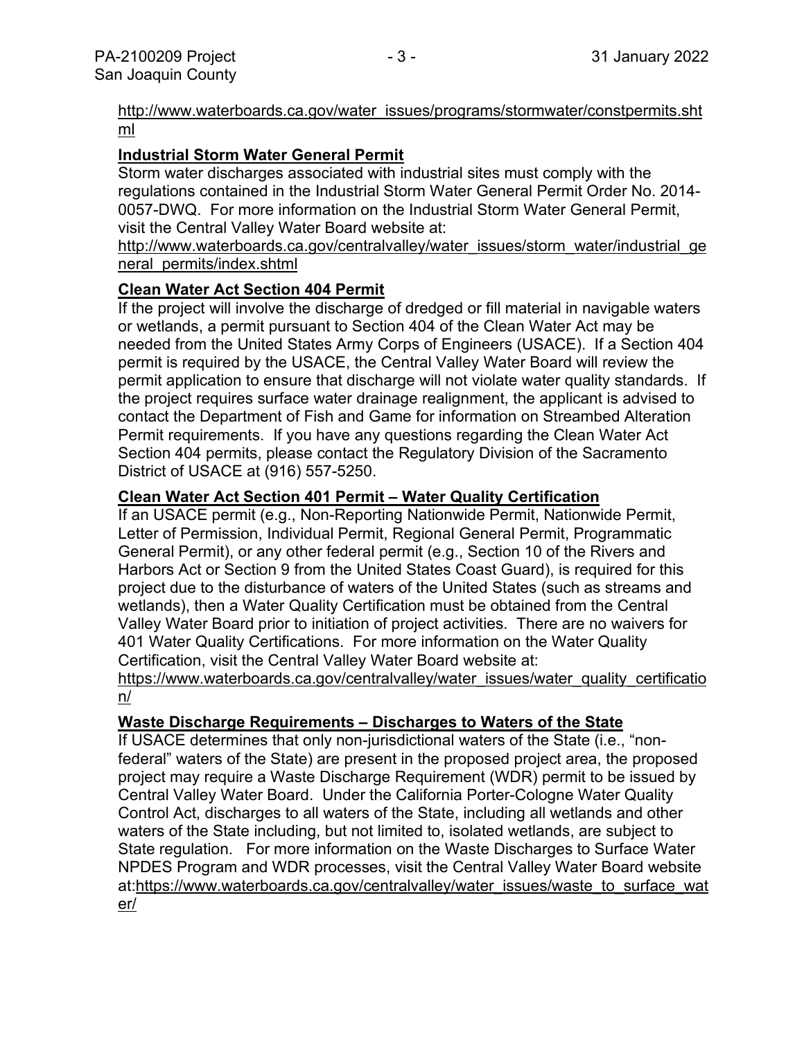http://www.waterboards.ca.gov/water_issues/programs/stormwater/constpermits.shtml

**Industrial Storm Water General Permit**

Storm water discharges associated with industrial sites must comply with the regulations contained in the Industrial Storm Water General Permit Order No. 2014-0057-DWQ. For more information on the Industrial Storm Water General Permit, visit the Central Valley Water Board website at:
http://www.waterboards.ca.gov/centralvalley/water_issues/storm_water/industrial_general_permits/index.shtml

**Clean Water Act Section 404 Permit**

If the project will involve the discharge of dredged or fill material in navigable waters or wetlands, a permit pursuant to Section 404 of the Clean Water Act may be needed from the United States Army Corps of Engineers (USACE). If a Section 404 permit is required by the USACE, the Central Valley Water Board will review the permit application to ensure that discharge will not violate water quality standards. If the project requires surface water drainage realignment, the applicant is advised to contact the Department of Fish and Game for information on Streambed Alteration Permit requirements. If you have any questions regarding the Clean Water Act Section 404 permits, please contact the Regulatory Division of the Sacramento District of USACE at (916) 557-5250.

**Clean Water Act Section 401 Permit – Water Quality Certification**

If an USACE permit (e.g., Non-Reporting Nationwide Permit, Nationwide Permit, Letter of Permission, Individual Permit, Regional General Permit, Programmatic General Permit), or any other federal permit (e.g., Section 10 of the Rivers and Harbors Act or Section 9 from the United States Coast Guard), is required for this project due to the disturbance of waters of the United States (such as streams and wetlands), then a Water Quality Certification must be obtained from the Central Valley Water Board prior to initiation of project activities. There are no waivers for 401 Water Quality Certifications. For more information on the Water Quality Certification, visit the Central Valley Water Board website at:
https://www.waterboards.ca.gov/centralvalley/water_issues/water_quality_certification/

**Waste Discharge Requirements – Discharges to Waters of the State**

If USACE determines that only non-jurisdictional waters of the State (i.e., "non-federal" waters of the State) are present in the proposed project area, the proposed project may require a Waste Discharge Requirement (WDR) permit to be issued by Central Valley Water Board. Under the California Porter-Cologne Water Quality Control Act, discharges to all waters of the State, including all wetlands and other waters of the State including, but not limited to, isolated wetlands, are subject to State regulation. For more information on the Waste Discharges to Surface Water NPDES Program and WDR processes, visit the Central Valley Water Board website at:https://www.waterboards.ca.gov/centralvalley/water_issues/waste_to_surface_water/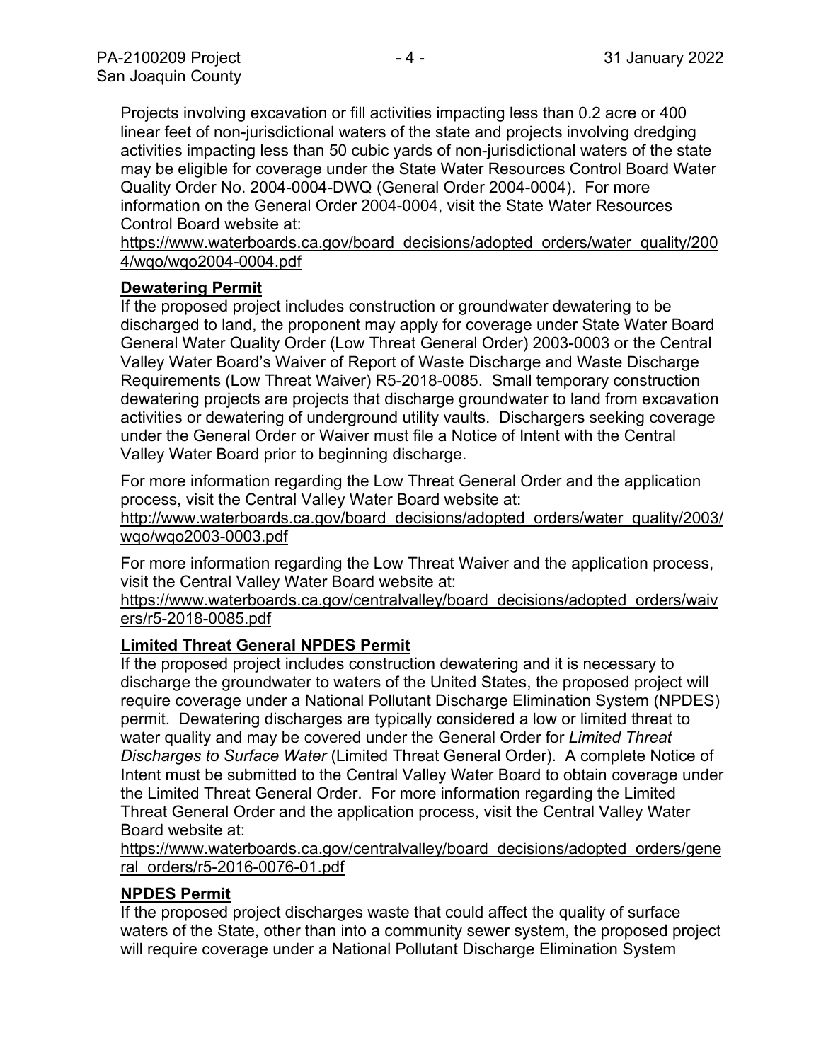Projects involving excavation or fill activities impacting less than 0.2 acre or 400 linear feet of non-jurisdictional waters of the state and projects involving dredging activities impacting less than 50 cubic yards of non-jurisdictional waters of the state may be eligible for coverage under the State Water Resources Control Board Water Quality Order No. 2004-0004-DWQ (General Order 2004-0004). For more information on the General Order 2004-0004, visit the State Water Resources Control Board website at:
https://www.waterboards.ca.gov/board_decisions/adopted_orders/water_quality/2004/wqo/wqo2004-0004.pdf

**Dewatering Permit**

If the proposed project includes construction or groundwater dewatering to be discharged to land, the proponent may apply for coverage under State Water Board General Water Quality Order (Low Threat General Order) 2003-0003 or the Central Valley Water Board's Waiver of Report of Waste Discharge and Waste Discharge Requirements (Low Threat Waiver) R5-2018-0085. Small temporary construction dewatering projects are projects that discharge groundwater to land from excavation activities or dewatering of underground utility vaults. Dischargers seeking coverage under the General Order or Waiver must file a Notice of Intent with the Central Valley Water Board prior to beginning discharge.

For more information regarding the Low Threat General Order and the application process, visit the Central Valley Water Board website at:
http://www.waterboards.ca.gov/board_decisions/adopted_orders/water_quality/2003/wqo/wqo2003-0003.pdf

For more information regarding the Low Threat Waiver and the application process, visit the Central Valley Water Board website at:
https://www.waterboards.ca.gov/centralvalley/board_decisions/adopted_orders/waivers/r5-2018-0085.pdf

**Limited Threat General NPDES Permit**

If the proposed project includes construction dewatering and it is necessary to discharge the groundwater to waters of the United States, the proposed project will require coverage under a National Pollutant Discharge Elimination System (NPDES) permit. Dewatering discharges are typically considered a low or limited threat to water quality and may be covered under the General Order for *Limited Threat Discharges to Surface Water* (Limited Threat General Order). A complete Notice of Intent must be submitted to the Central Valley Water Board to obtain coverage under the Limited Threat General Order. For more information regarding the Limited Threat General Order and the application process, visit the Central Valley Water Board website at:
https://www.waterboards.ca.gov/centralvalley/board_decisions/adopted_orders/general_orders/r5-2016-0076-01.pdf

**NPDES Permit**

If the proposed project discharges waste that could affect the quality of surface waters of the State, other than into a community sewer system, the proposed project will require coverage under a National Pollutant Discharge Elimination System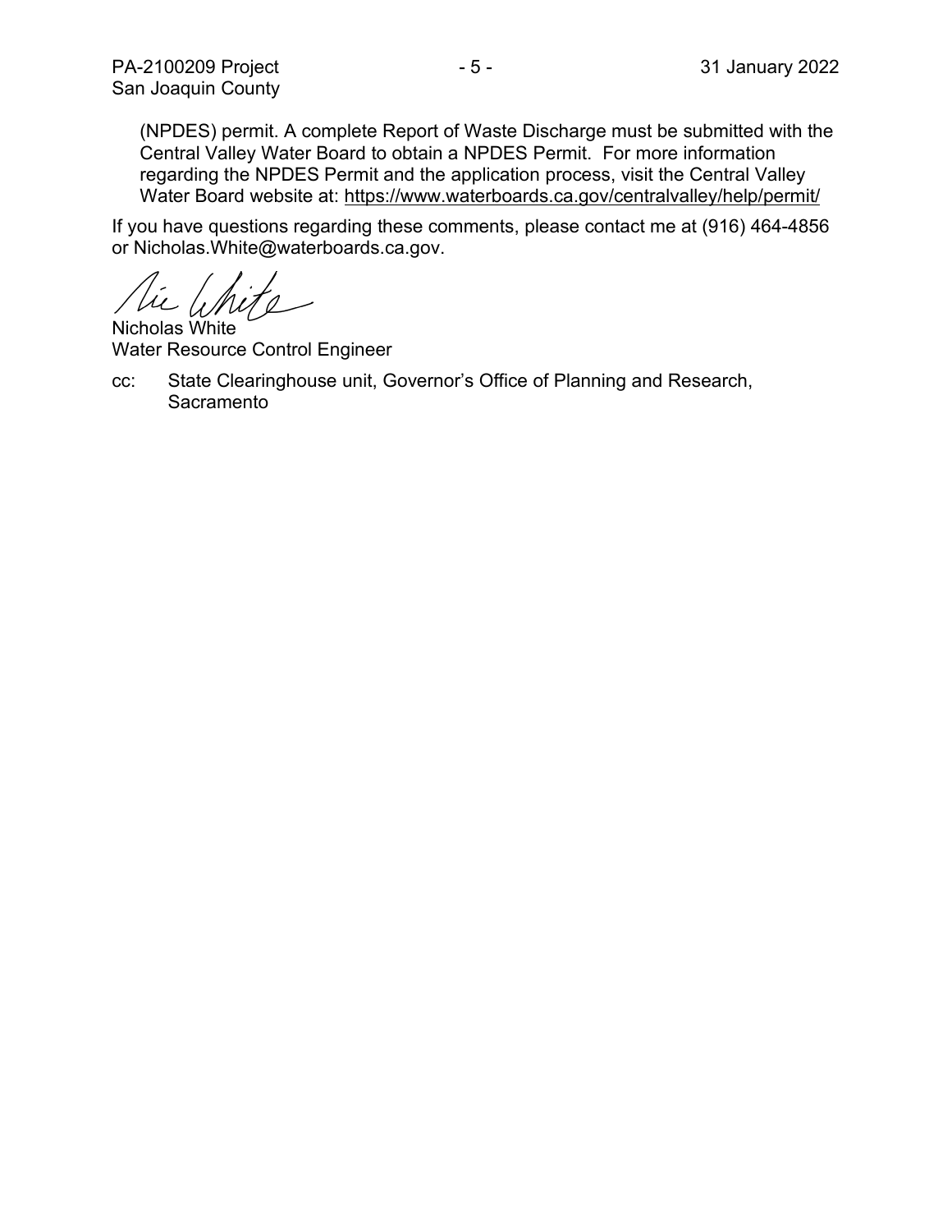(NPDES) permit. A complete Report of Waste Discharge must be submitted with the Central Valley Water Board to obtain a NPDES Permit. For more information regarding the NPDES Permit and the application process, visit the Central Valley Water Board website at: https://www.waterboards.ca.gov/centralvalley/help/permit/

If you have questions regarding these comments, please contact me at (916) 464-4856 or Nicholas.White@waterboards.ca.gov.

Nicholas White
Water Resource Control Engineer

cc: State Clearinghouse unit, Governor's Office of Planning and Research, Sacramento